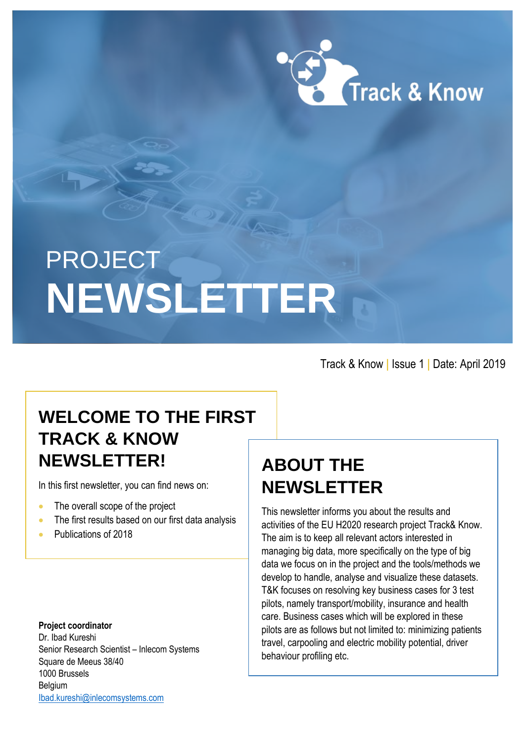Track & Know

# PROJECT NEWSLETTER

Track & Know | Issue 1 | Date: April 2019

## WELCOME TO THE FIRST TRACK & KNOW NEWSLETTER!

In this first newsletter, you can find news on:

- The overall scope of the project
- The first results based on our first data analysis
- Publications of 2018

## ABOUT THE NEWSLETTER

This newsletter informs you about the results and activities of the EU H2020 research project Track& Know. The aim is to keep all relevant actors interested in managing big data, more specifically on the type of big data we focus on in the project and the tools/methods we develop to handle, analyse and visualize these datasets. T&K focuses on resolving key business cases for 3 test pilots, namely transport/mobility, insurance and health care. Business cases which will be explored in these pilots are as follows but not limited to: minimizing patients travel, carpooling and electric mobility potential, driver behaviour profiling etc.

**Project coordinator**
Dr. Ibad Kureshi
Senior Research Scientist – Inlecom Systems
Square de Meeus 38/40
1000 Brussels
Belgium
Ibad.kureshi@inlecomsystems.com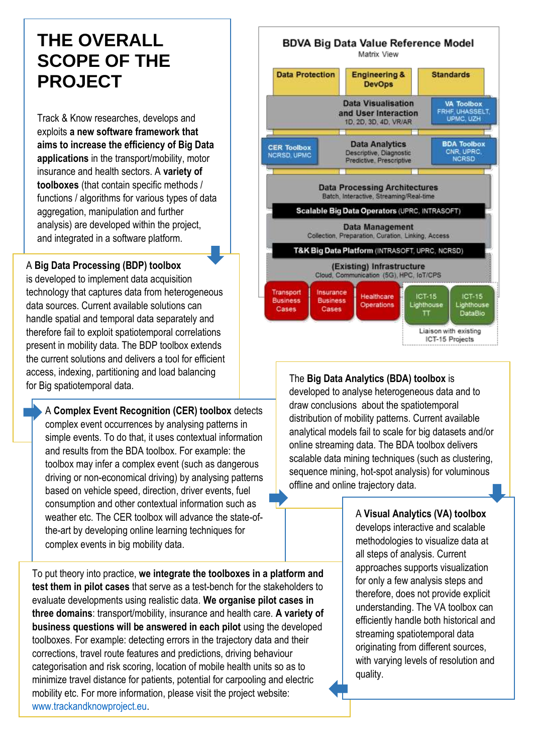# THE OVERALL SCOPE OF THE PROJECT

Track & Know researches, develops and exploits **a new software framework that aims to increase the efficiency of Big Data applications** in the transport/mobility, motor insurance and health sectors. A **variety of toolboxes** (that contain specific methods / functions / algorithms for various types of data aggregation, manipulation and further analysis) are developed within the project, and integrated in a software platform.

**BDVA Big Data Value Reference Model**
Matrix View

- Data Protection | Engineering & DevOps | Standards
- Data Visualisation and User Interaction (1D, 2D, 3D, 4D, VR/AR) — VA Toolbox (FRHF, UHASSELT, UPMC, UZH)
- CER Toolbox (NCRSD, UPMC) — Data Analytics (Descriptive, Diagnostic, Predictive, Prescriptive) — BDA Toolbox (CNR, UPRC, NCRSD)
- Data Processing Architectures (Batch, Interactive, Streaming/Real-time)
- Scalable Big Data Operators (UPRC, INTRASOFT)
- Data Management (Collection, Preparation, Curation, Linking, Access)
- T&K Big Data Platform (INTRASOFT, UPRC, NCRSD)
- (Existing) Infrastructure (Cloud, Communication (5G), HPC, IoT/CPS)
- Transport Business Cases | Insurance Business Cases | Healthcare Operations | ICT-15 Lighthouse TT | ICT-15 Lighthouse DataBio
- Liaison with existing ICT-15 Projects

A **Big Data Processing (BDP) toolbox** is developed to implement data acquisition technology that captures data from heterogeneous data sources. Current available solutions can handle spatial and temporal data separately and therefore fail to exploit spatiotemporal correlations present in mobility data. The BDP toolbox extends the current solutions and delivers a tool for efficient access, indexing, partitioning and load balancing for Big spatiotemporal data.

The **Big Data Analytics (BDA) toolbox** is developed to analyse heterogeneous data and to draw conclusions about the spatiotemporal distribution of mobility patterns. Current available analytical models fail to scale for big datasets and/or online streaming data. The BDA toolbox delivers scalable data mining techniques (such as clustering, sequence mining, hot-spot analysis) for voluminous offline and online trajectory data.

A **Complex Event Recognition (CER) toolbox** detects complex event occurrences by analysing patterns in simple events. To do that, it uses contextual information and results from the BDA toolbox. For example: the toolbox may infer a complex event (such as dangerous driving or non-economical driving) by analysing patterns based on vehicle speed, direction, driver events, fuel consumption and other contextual information such as weather etc. The CER toolbox will advance the state-of-the-art by developing online learning techniques for complex events in big mobility data.

A **Visual Analytics (VA) toolbox** develops interactive and scalable methodologies to visualize data at all steps of analysis. Current approaches supports visualization for only a few analysis steps and therefore, does not provide explicit understanding. The VA toolbox can efficiently handle both historical and streaming spatiotemporal data originating from different sources, with varying levels of resolution and quality.

To put theory into practice, **we integrate the toolboxes in a platform and test them in pilot cases** that serve as a test-bench for the stakeholders to evaluate developments using realistic data. **We organise pilot cases in three domains**: transport/mobility, insurance and health care. **A variety of business questions will be answered in each pilot** using the developed toolboxes. For example: detecting errors in the trajectory data and their corrections, travel route features and predictions, driving behaviour categorisation and risk scoring, location of mobile health units so as to minimize travel distance for patients, potential for carpooling and electric mobility etc. For more information, please visit the project website: www.trackandknowproject.eu.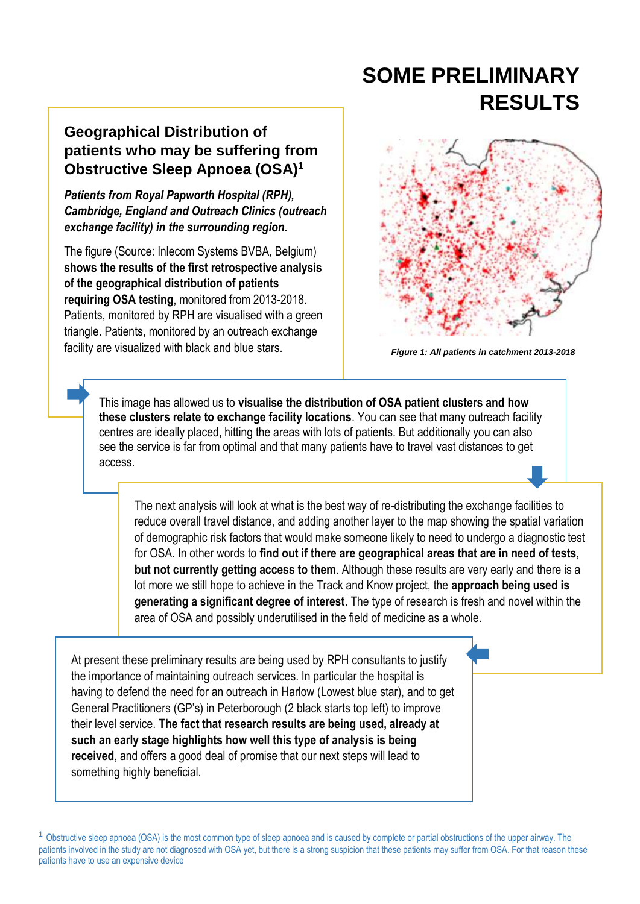# SOME PRELIMINARY RESULTS

## Geographical Distribution of patients who may be suffering from Obstructive Sleep Apnoea (OSA)[1]

***Patients from Royal Papworth Hospital (RPH), Cambridge, England and Outreach Clinics (outreach exchange facility) in the surrounding region.***

The figure (Source: Inlecom Systems BVBA, Belgium) **shows the results of the first retrospective analysis of the geographical distribution of patients requiring OSA testing**, monitored from 2013-2018. Patients, monitored by RPH are visualised with a green triangle. Patients, monitored by an outreach exchange facility are visualized with black and blue stars.

***Figure 1: All patients in catchment 2013-2018***

This image has allowed us to **visualise the distribution of OSA patient clusters and how these clusters relate to exchange facility locations**. You can see that many outreach facility centres are ideally placed, hitting the areas with lots of patients. But additionally you can also see the service is far from optimal and that many patients have to travel vast distances to get access.

The next analysis will look at what is the best way of re-distributing the exchange facilities to reduce overall travel distance, and adding another layer to the map showing the spatial variation of demographic risk factors that would make someone likely to need to undergo a diagnostic test for OSA. In other words to **find out if there are geographical areas that are in need of tests, but not currently getting access to them**. Although these results are very early and there is a lot more we still hope to achieve in the Track and Know project, the **approach being used is generating a significant degree of interest**. The type of research is fresh and novel within the area of OSA and possibly underutilised in the field of medicine as a whole.

At present these preliminary results are being used by RPH consultants to justify the importance of maintaining outreach services. In particular the hospital is having to defend the need for an outreach in Harlow (Lowest blue star), and to get General Practitioners (GP's) in Peterborough (2 black starts top left) to improve their level service. **The fact that research results are being used, already at such an early stage highlights how well this type of analysis is being received**, and offers a good deal of promise that our next steps will lead to something highly beneficial.

[1] Obstructive sleep apnoea (OSA) is the most common type of sleep apnoea and is caused by complete or partial obstructions of the upper airway. The patients involved in the study are not diagnosed with OSA yet, but there is a strong suspicion that these patients may suffer from OSA. For that reason these patients have to use an expensive device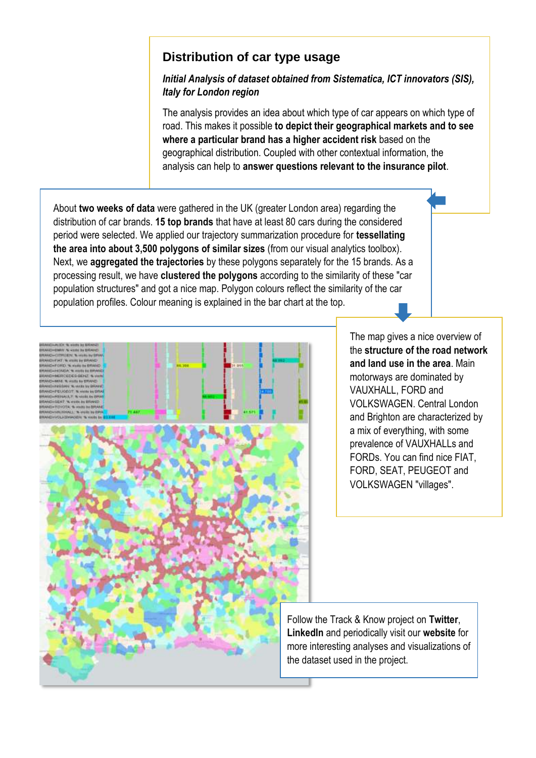## Distribution of car type usage

***Initial Analysis of dataset obtained from Sistematica, ICT innovators (SIS), Italy for London region***

The analysis provides an idea about which type of car appears on which type of road. This makes it possible **to depict their geographical markets and to see where a particular brand has a higher accident risk** based on the geographical distribution. Coupled with other contextual information, the analysis can help to **answer questions relevant to the insurance pilot**.

About **two weeks of data** were gathered in the UK (greater London area) regarding the distribution of car brands. **15 top brands** that have at least 80 cars during the considered period were selected. We applied our trajectory summarization procedure for **tessellating the area into about 3,500 polygons of similar sizes** (from our visual analytics toolbox). Next, we **aggregated the trajectories** by these polygons separately for the 15 brands. As a processing result, we have **clustered the polygons** according to the similarity of these "car population structures" and got a nice map. Polygon colours reflect the similarity of the car population profiles. Colour meaning is explained in the bar chart at the top.

The map gives a nice overview of the **structure of the road network and land use in the area**. Main motorways are dominated by VAUXHALL, FORD and VOLKSWAGEN. Central London and Brighton are characterized by a mix of everything, with some prevalence of VAUXHALLs and FORDs. You can find nice FIAT, FORD, SEAT, PEUGEOT and VOLKSWAGEN "villages".

Follow the Track & Know project on **Twitter**, **LinkedIn** and periodically visit our **website** for more interesting analyses and visualizations of the dataset used in the project.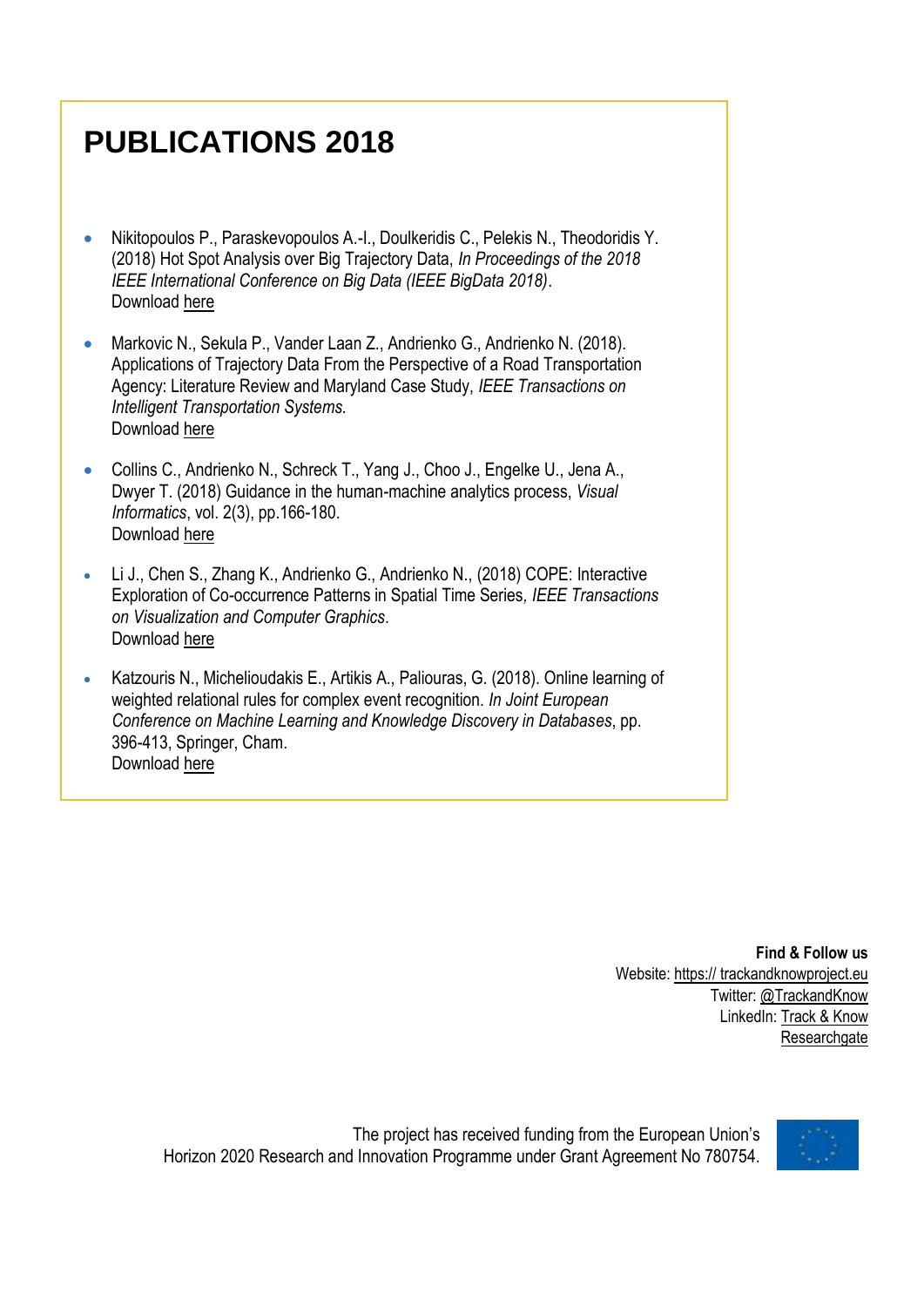# PUBLICATIONS 2018

- Nikitopoulos P., Paraskevopoulos A.-I., Doulkeridis C., Pelekis N., Theodoridis Y. (2018) Hot Spot Analysis over Big Trajectory Data, *In Proceedings of the 2018 IEEE International Conference on Big Data (IEEE BigData 2018)*.
  Download here

- Markovic N., Sekula P., Vander Laan Z., Andrienko G., Andrienko N. (2018). Applications of Trajectory Data From the Perspective of a Road Transportation Agency: Literature Review and Maryland Case Study, *IEEE Transactions on Intelligent Transportation Systems.*
  Download here

- Collins C., Andrienko N., Schreck T., Yang J., Choo J., Engelke U., Jena A., Dwyer T. (2018) Guidance in the human-machine analytics process, *Visual Informatics*, vol. 2(3), pp.166-180.
  Download here

- Li J., Chen S., Zhang K., Andrienko G., Andrienko N., (2018) COPE: Interactive Exploration of Co-occurrence Patterns in Spatial Time Series*, IEEE Transactions on Visualization and Computer Graphics*.
  Download here

- Katzouris N., Michelioudakis E., Artikis A., Paliouras, G. (2018). Online learning of weighted relational rules for complex event recognition. *In Joint European Conference on Machine Learning and Knowledge Discovery in Databases*, pp. 396-413, Springer, Cham.
  Download here

**Find & Follow us**
Website: https:// trackandknowproject.eu
Twitter: @TrackandKnow
LinkedIn: Track & Know
Researchgate

The project has received funding from the European Union's Horizon 2020 Research and Innovation Programme under Grant Agreement No 780754.